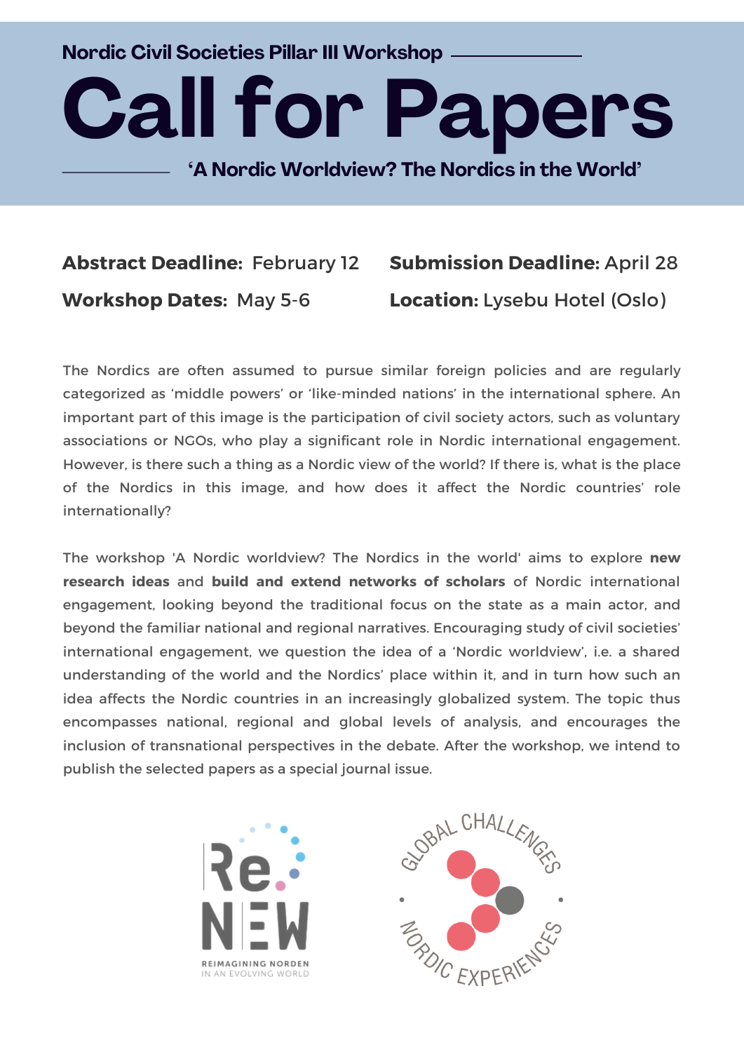Nordic Civil Societies Pillar III Workshop

# Call for Papers

## 'A Nordic Worldview? The Nordics in the World'

**Abstract Deadline:** February 12

**Submission Deadline:** April 28

**Workshop Dates:** May 5-6

**Location:** Lysebu Hotel (Oslo)

The Nordics are often assumed to pursue similar foreign policies and are regularly categorized as 'middle powers' or 'like-minded nations' in the international sphere. An important part of this image is the participation of civil society actors, such as voluntary associations or NGOs, who play a significant role in Nordic international engagement. However, is there such a thing as a Nordic view of the world? If there is, what is the place of the Nordics in this image, and how does it affect the Nordic countries' role internationally?

The workshop 'A Nordic worldview? The Nordics in the world' aims to explore **new research ideas** and **build and extend networks of scholars** of Nordic international engagement, looking beyond the traditional focus on the state as a main actor, and beyond the familiar national and regional narratives. Encouraging study of civil societies' international engagement, we question the idea of a 'Nordic worldview', i.e. a shared understanding of the world and the Nordics' place within it, and in turn how such an idea affects the Nordic countries in an increasingly globalized system. The topic thus encompasses national, regional and global levels of analysis, and encourages the inclusion of transnational perspectives in the debate. After the workshop, we intend to publish the selected papers as a special journal issue.

Re:NEW
REIMAGINING NORDEN IN AN EVOLVING WORLD

GLOBAL CHALLENGES • NORDIC EXPERIENCES •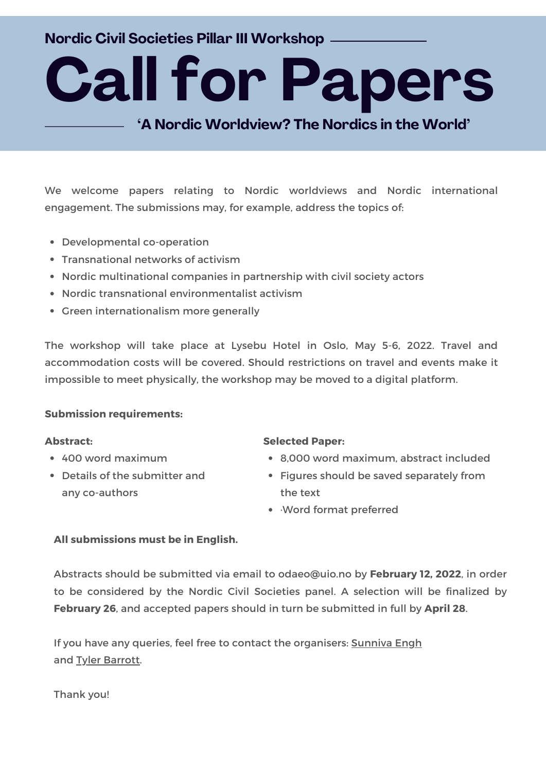Nordic Civil Societies Pillar III Workshop

# Call for Papers

## 'A Nordic Worldview? The Nordics in the World'

We welcome papers relating to Nordic worldviews and Nordic international engagement. The submissions may, for example, address the topics of:

- Developmental co-operation
- Transnational networks of activism
- Nordic multinational companies in partnership with civil society actors
- Nordic transnational environmentalist activism
- Green internationalism more generally

The workshop will take place at Lysebu Hotel in Oslo, May 5-6, 2022. Travel and accommodation costs will be covered. Should restrictions on travel and events make it impossible to meet physically, the workshop may be moved to a digital platform.

**Submission requirements:**

**Abstract:**

- 400 word maximum
- Details of the submitter and any co-authors

**Selected Paper:**

- 8,000 word maximum, abstract included
- Figures should be saved separately from the text
- ·Word format preferred

**All submissions must be in English.**

Abstracts should be submitted via email to odaeo@uio.no by **February 12, 2022**, in order to be considered by the Nordic Civil Societies panel. A selection will be finalized by **February 26**, and accepted papers should in turn be submitted in full by **April 28**.

If you have any queries, feel free to contact the organisers: Sunniva Engh and Tyler Barrott.

Thank you!